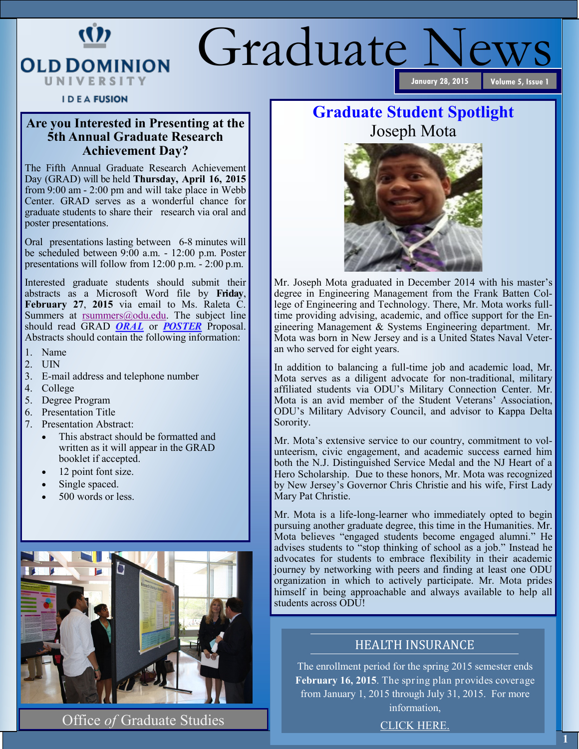# Graduate News

January 28, 2015 | Volume 5, Issue 1

## Are you Interested in Presenting at the 5th Annual Graduate Research Achievement Day?

The Fifth Annual Graduate Research Achievement Day (GRAD) will be held **Thursday, April 16, 2015** from 9:00 am - 2:00 pm and will take place in Webb Center. GRAD serves as a wonderful chance for graduate students to share their research via oral and poster presentations.

Oral presentations lasting between 6-8 minutes will be scheduled between 9:00 a.m. - 12:00 p.m. Poster presentations will follow from 12:00 p.m. - 2:00 p.m.

Interested graduate students should submit their abstracts as a Microsoft Word file by **Friday, February 27, 2015** via email to Ms. Raleta C. Summers at rsummers@odu.edu. The subject line should read GRAD ***ORAL*** or ***POSTER*** Proposal. Abstracts should contain the following information:

1. Name
2. UIN
3. E-mail address and telephone number
4. College
5. Degree Program
6. Presentation Title
7. Presentation Abstract:
   - This abstract should be formatted and written as it will appear in the GRAD booklet if accepted.
   - 12 point font size.
   - Single spaced.
   - 500 words or less.

Office *of* Graduate Studies

## Graduate Student Spotlight

### Joseph Mota

Mr. Joseph Mota graduated in December 2014 with his master's degree in Engineering Management from the Frank Batten College of Engineering and Technology. There, Mr. Mota works full-time providing advising, academic, and office support for the Engineering Management & Systems Engineering department. Mr. Mota was born in New Jersey and is a United States Naval Veteran who served for eight years.

In addition to balancing a full-time job and academic load, Mr. Mota serves as a diligent advocate for non-traditional, military affiliated students via ODU's Military Connection Center. Mr. Mota is an avid member of the Student Veterans' Association, ODU's Military Advisory Council, and advisor to Kappa Delta Sorority.

Mr. Mota's extensive service to our country, commitment to volunteerism, civic engagement, and academic success earned him both the N.J. Distinguished Service Medal and the NJ Heart of a Hero Scholarship. Due to these honors, Mr. Mota was recognized by New Jersey's Governor Chris Christie and his wife, First Lady Mary Pat Christie.

Mr. Mota is a life-long-learner who immediately opted to begin pursuing another graduate degree, this time in the Humanities. Mr. Mota believes "engaged students become engaged alumni." He advises students to "stop thinking of school as a job." Instead he advocates for students to embrace flexibility in their academic journey by networking with peers and finding at least one ODU organization in which to actively participate. Mr. Mota prides himself in being approachable and always available to help all students across ODU!

## HEALTH INSURANCE

The enrollment period for the spring 2015 semester ends **February 16, 2015**. The spring plan provides coverage from January 1, 2015 through July 31, 2015. For more information,

CLICK HERE.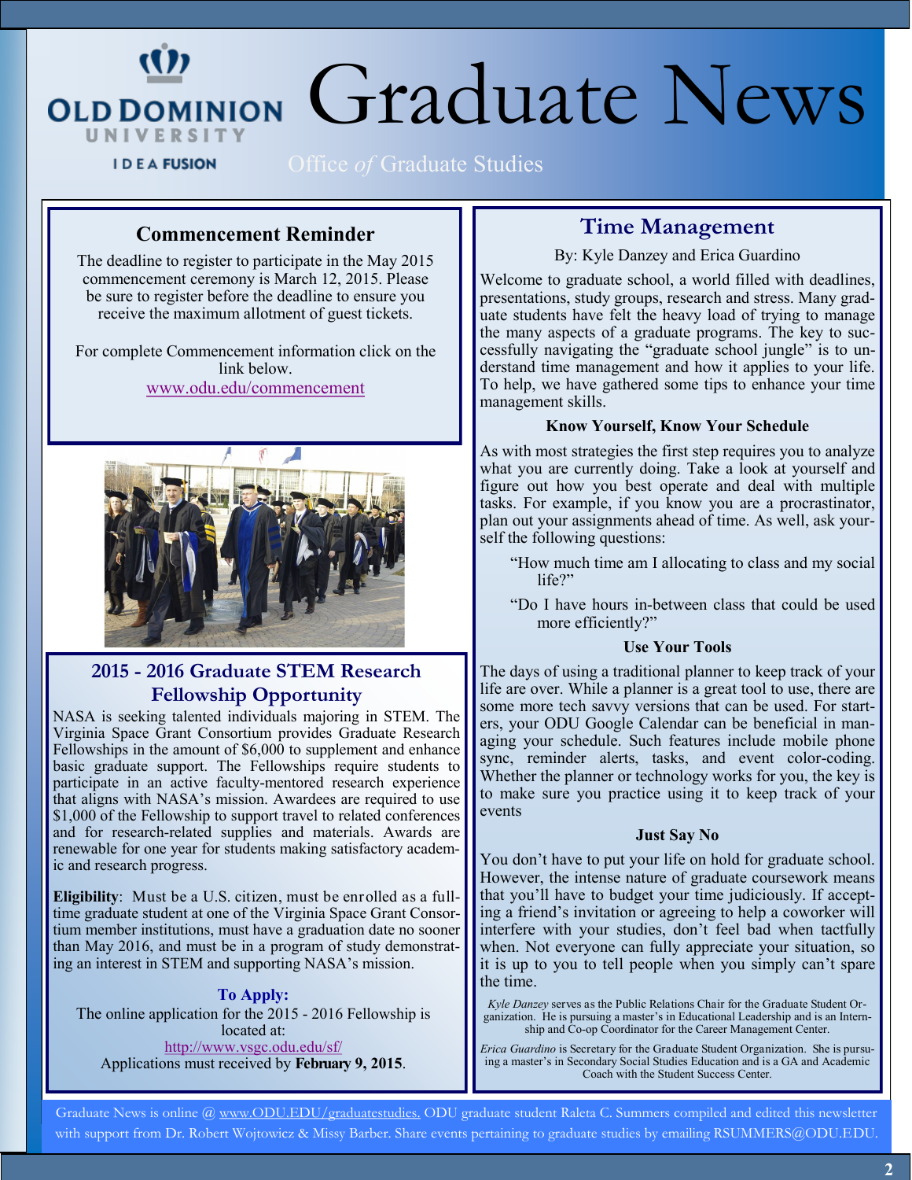# Graduate News

Office *of* Graduate Studies

## Commencement Reminder

The deadline to register to participate in the May 2015 commencement ceremony is March 12, 2015. Please be sure to register before the deadline to ensure you receive the maximum allotment of guest tickets.

For complete Commencement information click on the link below.

www.odu.edu/commencement

## 2015 - 2016 Graduate STEM Research Fellowship Opportunity

NASA is seeking talented individuals majoring in STEM. The Virginia Space Grant Consortium provides Graduate Research Fellowships in the amount of $6,000 to supplement and enhance basic graduate support. The Fellowships require students to participate in an active faculty-mentored research experience that aligns with NASA's mission. Awardees are required to use $1,000 of the Fellowship to support travel to related conferences and for research-related supplies and materials. Awards are renewable for one year for students making satisfactory academic and research progress.

**Eligibility**: Must be a U.S. citizen, must be enrolled as a full-time graduate student at one of the Virginia Space Grant Consortium member institutions, must have a graduation date no sooner than May 2016, and must be in a program of study demonstrating an interest in STEM and supporting NASA's mission.

**To Apply:**

The online application for the 2015 - 2016 Fellowship is located at:

http://www.vsgc.odu.edu/sf/

Applications must received by **February 9, 2015**.

## Time Management

By: Kyle Danzey and Erica Guardino

Welcome to graduate school, a world filled with deadlines, presentations, study groups, research and stress. Many graduate students have felt the heavy load of trying to manage the many aspects of a graduate programs. The key to successfully navigating the "graduate school jungle" is to understand time management and how it applies to your life. To help, we have gathered some tips to enhance your time management skills.

### Know Yourself, Know Your Schedule

As with most strategies the first step requires you to analyze what you are currently doing. Take a look at yourself and figure out how you best operate and deal with multiple tasks. For example, if you know you are a procrastinator, plan out your assignments ahead of time. As well, ask yourself the following questions:

"How much time am I allocating to class and my social life?"

"Do I have hours in-between class that could be used more efficiently?"

### Use Your Tools

The days of using a traditional planner to keep track of your life are over. While a planner is a great tool to use, there are some more tech savvy versions that can be used. For starters, your ODU Google Calendar can be beneficial in managing your schedule. Such features include mobile phone sync, reminder alerts, tasks, and event color-coding. Whether the planner or technology works for you, the key is to make sure you practice using it to keep track of your events

### Just Say No

You don't have to put your life on hold for graduate school. However, the intense nature of graduate coursework means that you'll have to budget your time judiciously. If accepting a friend's invitation or agreeing to help a coworker will interfere with your studies, don't feel bad when tactfully when. Not everyone can fully appreciate your situation, so it is up to you to tell people when you simply can't spare the time.

*Kyle Danzey* serves as the Public Relations Chair for the Graduate Student Organization. He is pursuing a master's in Educational Leadership and is an Internship and Co-op Coordinator for the Career Management Center.

*Erica Guardino* is Secretary for the Graduate Student Organization. She is pursuing a master's in Secondary Social Studies Education and is a GA and Academic Coach with the Student Success Center.

Graduate News is online @ www.ODU.EDU/graduatestudies. ODU graduate student Raleta C. Summers compiled and edited this newsletter with support from Dr. Robert Wojtowicz & Missy Barber. Share events pertaining to graduate studies by emailing RSUMMERS@ODU.EDU.